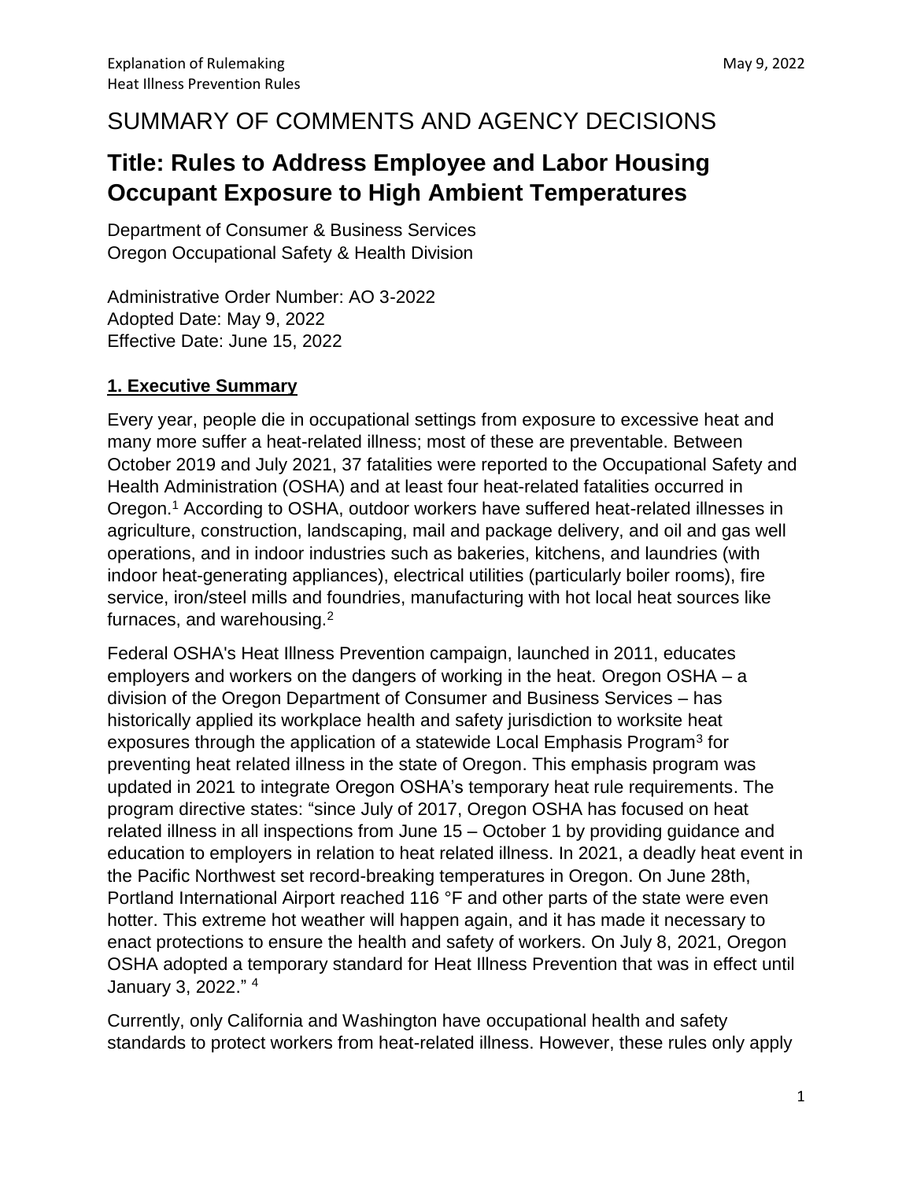# SUMMARY OF COMMENTS AND AGENCY DECISIONS

## Title: Rules to Address Employee and Labor Housing Occupant Exposure to High Ambient Temperatures

Department of Consumer & Business Services
Oregon Occupational Safety & Health Division

Administrative Order Number: AO 3-2022
Adopted Date: May 9, 2022
Effective Date: June 15, 2022

### 1. Executive Summary

Every year, people die in occupational settings from exposure to excessive heat and many more suffer a heat-related illness; most of these are preventable. Between October 2019 and July 2021, 37 fatalities were reported to the Occupational Safety and Health Administration (OSHA) and at least four heat-related fatalities occurred in Oregon.[1] According to OSHA, outdoor workers have suffered heat-related illnesses in agriculture, construction, landscaping, mail and package delivery, and oil and gas well operations, and in indoor industries such as bakeries, kitchens, and laundries (with indoor heat-generating appliances), electrical utilities (particularly boiler rooms), fire service, iron/steel mills and foundries, manufacturing with hot local heat sources like furnaces, and warehousing.[2]

Federal OSHA's Heat Illness Prevention campaign, launched in 2011, educates employers and workers on the dangers of working in the heat. Oregon OSHA – a division of the Oregon Department of Consumer and Business Services – has historically applied its workplace health and safety jurisdiction to worksite heat exposures through the application of a statewide Local Emphasis Program[3] for preventing heat related illness in the state of Oregon. This emphasis program was updated in 2021 to integrate Oregon OSHA's temporary heat rule requirements. The program directive states: "since July of 2017, Oregon OSHA has focused on heat related illness in all inspections from June 15 – October 1 by providing guidance and education to employers in relation to heat related illness. In 2021, a deadly heat event in the Pacific Northwest set record-breaking temperatures in Oregon. On June 28th, Portland International Airport reached 116 °F and other parts of the state were even hotter. This extreme hot weather will happen again, and it has made it necessary to enact protections to ensure the health and safety of workers. On July 8, 2021, Oregon OSHA adopted a temporary standard for Heat Illness Prevention that was in effect until January 3, 2022." [4]

Currently, only California and Washington have occupational health and safety standards to protect workers from heat-related illness. However, these rules only apply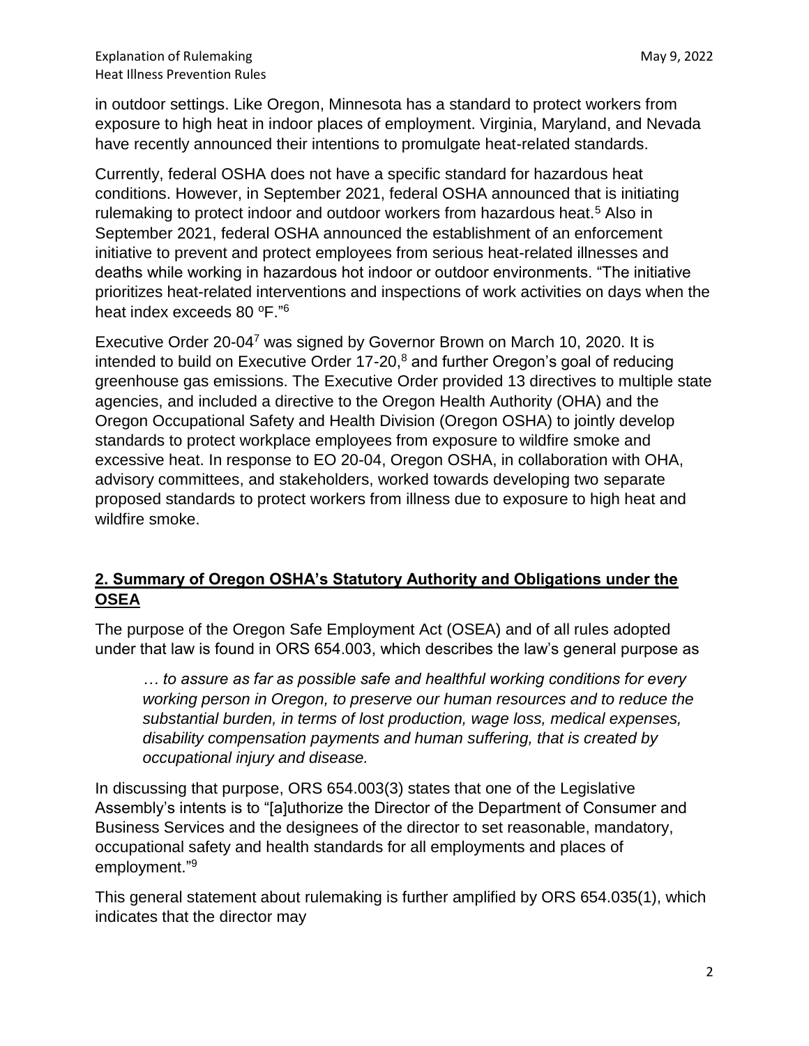in outdoor settings. Like Oregon, Minnesota has a standard to protect workers from exposure to high heat in indoor places of employment. Virginia, Maryland, and Nevada have recently announced their intentions to promulgate heat-related standards.

Currently, federal OSHA does not have a specific standard for hazardous heat conditions. However, in September 2021, federal OSHA announced that is initiating rulemaking to protect indoor and outdoor workers from hazardous heat.[5] Also in September 2021, federal OSHA announced the establishment of an enforcement initiative to prevent and protect employees from serious heat-related illnesses and deaths while working in hazardous hot indoor or outdoor environments. "The initiative prioritizes heat-related interventions and inspections of work activities on days when the heat index exceeds 80 ºF."[6]

Executive Order 20-04[7] was signed by Governor Brown on March 10, 2020. It is intended to build on Executive Order 17-20,[8] and further Oregon's goal of reducing greenhouse gas emissions. The Executive Order provided 13 directives to multiple state agencies, and included a directive to the Oregon Health Authority (OHA) and the Oregon Occupational Safety and Health Division (Oregon OSHA) to jointly develop standards to protect workplace employees from exposure to wildfire smoke and excessive heat. In response to EO 20-04, Oregon OSHA, in collaboration with OHA, advisory committees, and stakeholders, worked towards developing two separate proposed standards to protect workers from illness due to exposure to high heat and wildfire smoke.

## 2. Summary of Oregon OSHA's Statutory Authority and Obligations under the OSEA

The purpose of the Oregon Safe Employment Act (OSEA) and of all rules adopted under that law is found in ORS 654.003, which describes the law's general purpose as

> *… to assure as far as possible safe and healthful working conditions for every working person in Oregon, to preserve our human resources and to reduce the substantial burden, in terms of lost production, wage loss, medical expenses, disability compensation payments and human suffering, that is created by occupational injury and disease.*

In discussing that purpose, ORS 654.003(3) states that one of the Legislative Assembly's intents is to "[a]uthorize the Director of the Department of Consumer and Business Services and the designees of the director to set reasonable, mandatory, occupational safety and health standards for all employments and places of employment."[9]

This general statement about rulemaking is further amplified by ORS 654.035(1), which indicates that the director may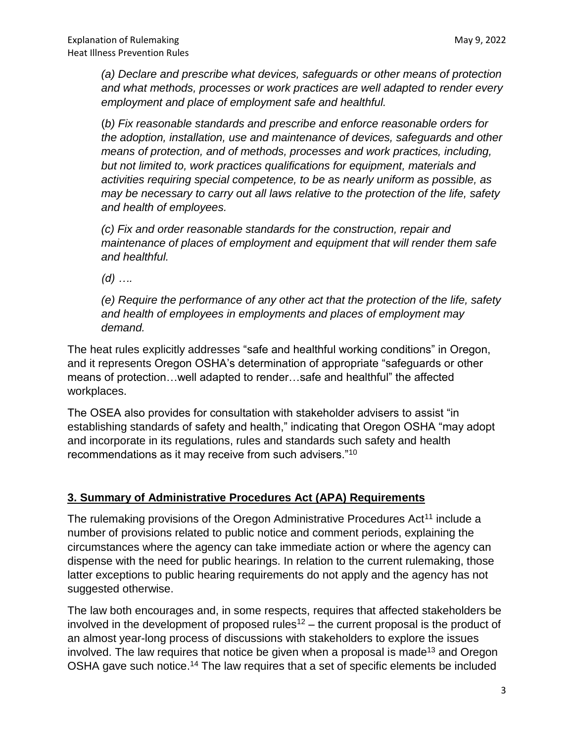*(a) Declare and prescribe what devices, safeguards or other means of protection and what methods, processes or work practices are well adapted to render every employment and place of employment safe and healthful.*

*(b) Fix reasonable standards and prescribe and enforce reasonable orders for the adoption, installation, use and maintenance of devices, safeguards and other means of protection, and of methods, processes and work practices, including, but not limited to, work practices qualifications for equipment, materials and activities requiring special competence, to be as nearly uniform as possible, as may be necessary to carry out all laws relative to the protection of the life, safety and health of employees.*

*(c) Fix and order reasonable standards for the construction, repair and maintenance of places of employment and equipment that will render them safe and healthful.*

*(d) ….*

*(e) Require the performance of any other act that the protection of the life, safety and health of employees in employments and places of employment may demand.*

The heat rules explicitly addresses "safe and healthful working conditions" in Oregon, and it represents Oregon OSHA's determination of appropriate "safeguards or other means of protection…well adapted to render…safe and healthful" the affected workplaces.

The OSEA also provides for consultation with stakeholder advisers to assist "in establishing standards of safety and health," indicating that Oregon OSHA "may adopt and incorporate in its regulations, rules and standards such safety and health recommendations as it may receive from such advisers."[10]

## 3. Summary of Administrative Procedures Act (APA) Requirements

The rulemaking provisions of the Oregon Administrative Procedures Act[11] include a number of provisions related to public notice and comment periods, explaining the circumstances where the agency can take immediate action or where the agency can dispense with the need for public hearings. In relation to the current rulemaking, those latter exceptions to public hearing requirements do not apply and the agency has not suggested otherwise.

The law both encourages and, in some respects, requires that affected stakeholders be involved in the development of proposed rules[12] – the current proposal is the product of an almost year-long process of discussions with stakeholders to explore the issues involved. The law requires that notice be given when a proposal is made[13] and Oregon OSHA gave such notice.[14] The law requires that a set of specific elements be included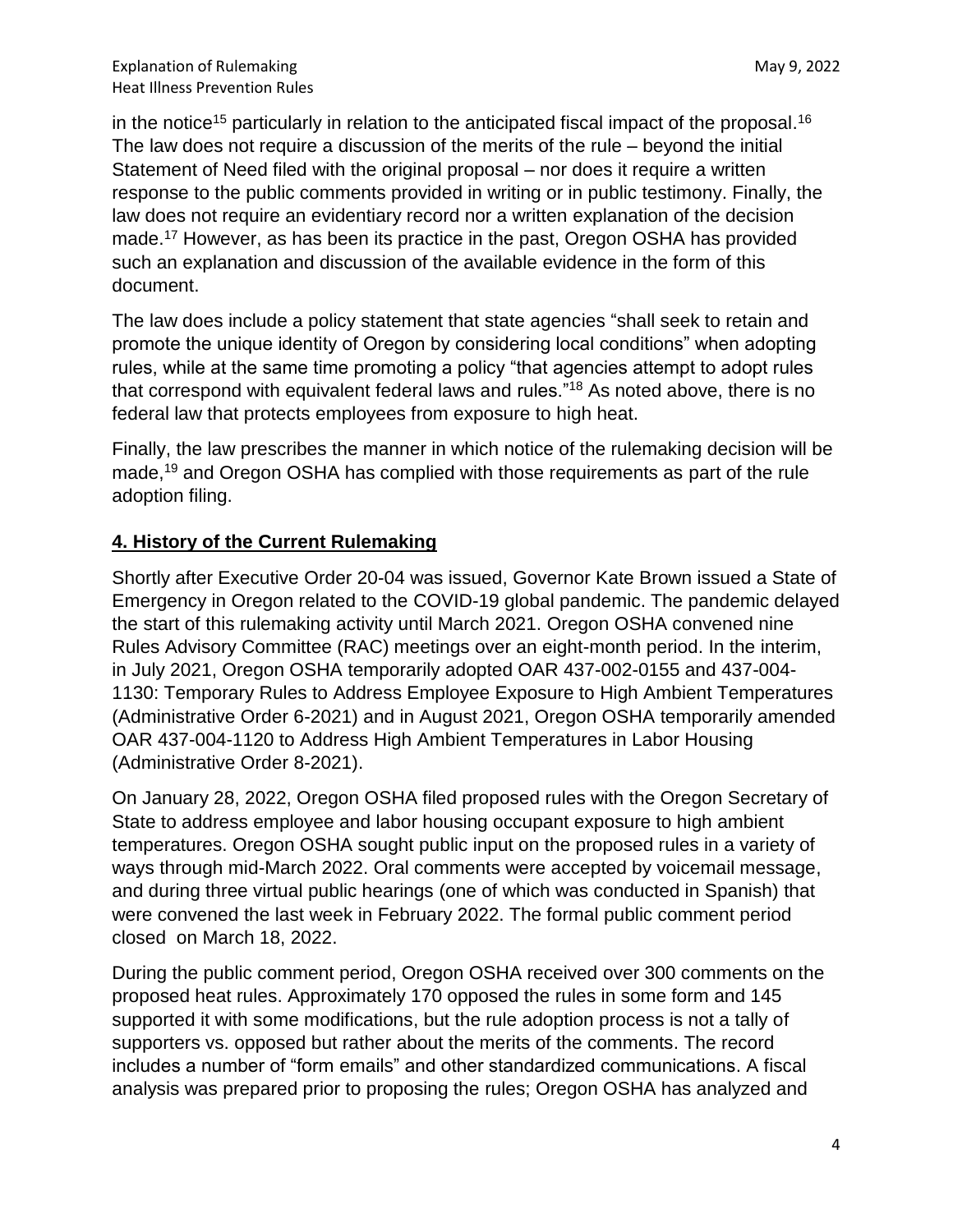in the notice[15] particularly in relation to the anticipated fiscal impact of the proposal.[16] The law does not require a discussion of the merits of the rule – beyond the initial Statement of Need filed with the original proposal – nor does it require a written response to the public comments provided in writing or in public testimony. Finally, the law does not require an evidentiary record nor a written explanation of the decision made.[17] However, as has been its practice in the past, Oregon OSHA has provided such an explanation and discussion of the available evidence in the form of this document.

The law does include a policy statement that state agencies "shall seek to retain and promote the unique identity of Oregon by considering local conditions" when adopting rules, while at the same time promoting a policy "that agencies attempt to adopt rules that correspond with equivalent federal laws and rules."[18] As noted above, there is no federal law that protects employees from exposure to high heat.

Finally, the law prescribes the manner in which notice of the rulemaking decision will be made,[19] and Oregon OSHA has complied with those requirements as part of the rule adoption filing.

## **4. History of the Current Rulemaking**

Shortly after Executive Order 20-04 was issued, Governor Kate Brown issued a State of Emergency in Oregon related to the COVID-19 global pandemic. The pandemic delayed the start of this rulemaking activity until March 2021. Oregon OSHA convened nine Rules Advisory Committee (RAC) meetings over an eight-month period. In the interim, in July 2021, Oregon OSHA temporarily adopted OAR 437-002-0155 and 437-004-1130: Temporary Rules to Address Employee Exposure to High Ambient Temperatures (Administrative Order 6-2021) and in August 2021, Oregon OSHA temporarily amended OAR 437-004-1120 to Address High Ambient Temperatures in Labor Housing (Administrative Order 8-2021).

On January 28, 2022, Oregon OSHA filed proposed rules with the Oregon Secretary of State to address employee and labor housing occupant exposure to high ambient temperatures. Oregon OSHA sought public input on the proposed rules in a variety of ways through mid-March 2022. Oral comments were accepted by voicemail message, and during three virtual public hearings (one of which was conducted in Spanish) that were convened the last week in February 2022. The formal public comment period closed on March 18, 2022.

During the public comment period, Oregon OSHA received over 300 comments on the proposed heat rules. Approximately 170 opposed the rules in some form and 145 supported it with some modifications, but the rule adoption process is not a tally of supporters vs. opposed but rather about the merits of the comments. The record includes a number of "form emails" and other standardized communications. A fiscal analysis was prepared prior to proposing the rules; Oregon OSHA has analyzed and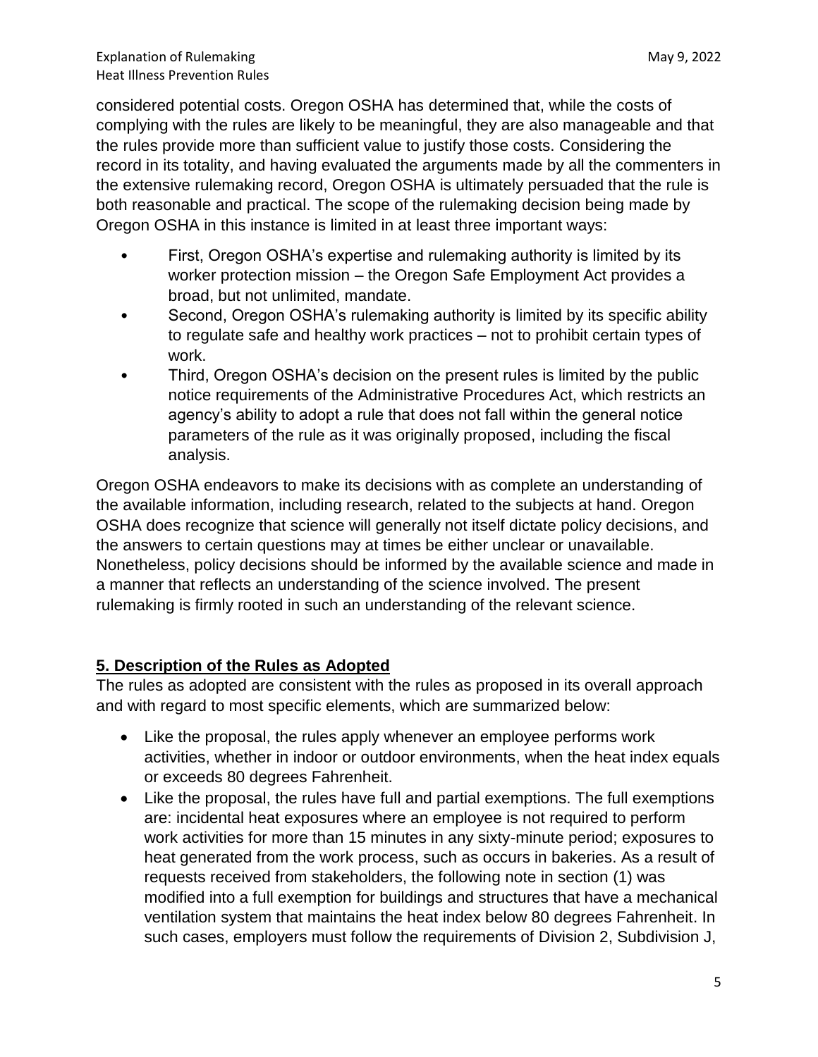considered potential costs. Oregon OSHA has determined that, while the costs of complying with the rules are likely to be meaningful, they are also manageable and that the rules provide more than sufficient value to justify those costs. Considering the record in its totality, and having evaluated the arguments made by all the commenters in the extensive rulemaking record, Oregon OSHA is ultimately persuaded that the rule is both reasonable and practical. The scope of the rulemaking decision being made by Oregon OSHA in this instance is limited in at least three important ways:

- First, Oregon OSHA's expertise and rulemaking authority is limited by its worker protection mission – the Oregon Safe Employment Act provides a broad, but not unlimited, mandate.
- Second, Oregon OSHA's rulemaking authority is limited by its specific ability to regulate safe and healthy work practices – not to prohibit certain types of work.
- Third, Oregon OSHA's decision on the present rules is limited by the public notice requirements of the Administrative Procedures Act, which restricts an agency's ability to adopt a rule that does not fall within the general notice parameters of the rule as it was originally proposed, including the fiscal analysis.

Oregon OSHA endeavors to make its decisions with as complete an understanding of the available information, including research, related to the subjects at hand. Oregon OSHA does recognize that science will generally not itself dictate policy decisions, and the answers to certain questions may at times be either unclear or unavailable. Nonetheless, policy decisions should be informed by the available science and made in a manner that reflects an understanding of the science involved. The present rulemaking is firmly rooted in such an understanding of the relevant science.

## 5. Description of the Rules as Adopted

The rules as adopted are consistent with the rules as proposed in its overall approach and with regard to most specific elements, which are summarized below:

- Like the proposal, the rules apply whenever an employee performs work activities, whether in indoor or outdoor environments, when the heat index equals or exceeds 80 degrees Fahrenheit.
- Like the proposal, the rules have full and partial exemptions. The full exemptions are: incidental heat exposures where an employee is not required to perform work activities for more than 15 minutes in any sixty-minute period; exposures to heat generated from the work process, such as occurs in bakeries. As a result of requests received from stakeholders, the following note in section (1) was modified into a full exemption for buildings and structures that have a mechanical ventilation system that maintains the heat index below 80 degrees Fahrenheit. In such cases, employers must follow the requirements of Division 2, Subdivision J,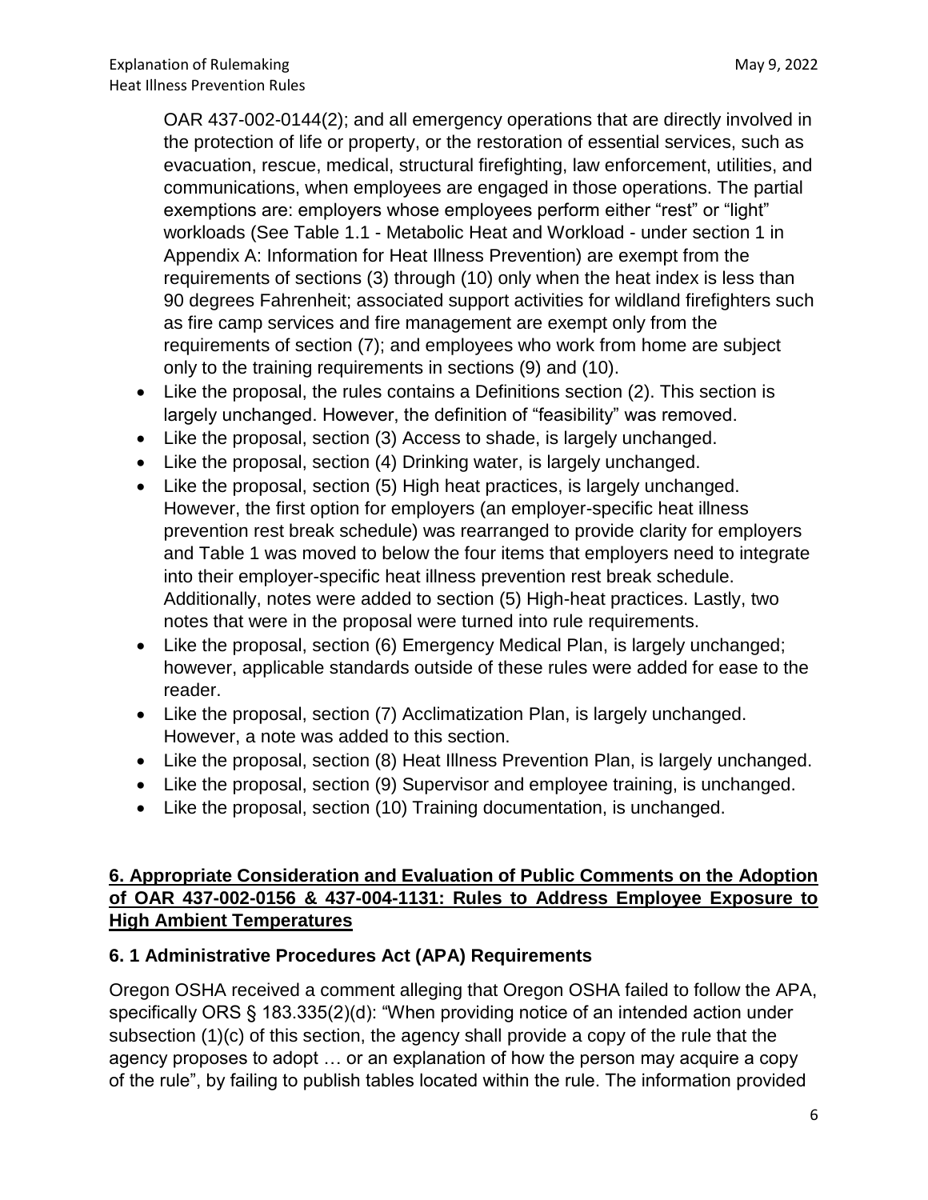OAR 437-002-0144(2); and all emergency operations that are directly involved in the protection of life or property, or the restoration of essential services, such as evacuation, rescue, medical, structural firefighting, law enforcement, utilities, and communications, when employees are engaged in those operations. The partial exemptions are: employers whose employees perform either "rest" or "light" workloads (See Table 1.1 - Metabolic Heat and Workload - under section 1 in Appendix A: Information for Heat Illness Prevention) are exempt from the requirements of sections (3) through (10) only when the heat index is less than 90 degrees Fahrenheit; associated support activities for wildland firefighters such as fire camp services and fire management are exempt only from the requirements of section (7); and employees who work from home are subject only to the training requirements in sections (9) and (10).

- Like the proposal, the rules contains a Definitions section (2). This section is largely unchanged. However, the definition of "feasibility" was removed.
- Like the proposal, section (3) Access to shade, is largely unchanged.
- Like the proposal, section (4) Drinking water, is largely unchanged.
- Like the proposal, section (5) High heat practices, is largely unchanged. However, the first option for employers (an employer-specific heat illness prevention rest break schedule) was rearranged to provide clarity for employers and Table 1 was moved to below the four items that employers need to integrate into their employer-specific heat illness prevention rest break schedule. Additionally, notes were added to section (5) High-heat practices. Lastly, two notes that were in the proposal were turned into rule requirements.
- Like the proposal, section (6) Emergency Medical Plan, is largely unchanged; however, applicable standards outside of these rules were added for ease to the reader.
- Like the proposal, section (7) Acclimatization Plan, is largely unchanged. However, a note was added to this section.
- Like the proposal, section (8) Heat Illness Prevention Plan, is largely unchanged.
- Like the proposal, section (9) Supervisor and employee training, is unchanged.
- Like the proposal, section (10) Training documentation, is unchanged.

## 6. Appropriate Consideration and Evaluation of Public Comments on the Adoption of OAR 437-002-0156 & 437-004-1131: Rules to Address Employee Exposure to High Ambient Temperatures

### 6. 1 Administrative Procedures Act (APA) Requirements

Oregon OSHA received a comment alleging that Oregon OSHA failed to follow the APA, specifically ORS § 183.335(2)(d): "When providing notice of an intended action under subsection (1)(c) of this section, the agency shall provide a copy of the rule that the agency proposes to adopt … or an explanation of how the person may acquire a copy of the rule", by failing to publish tables located within the rule. The information provided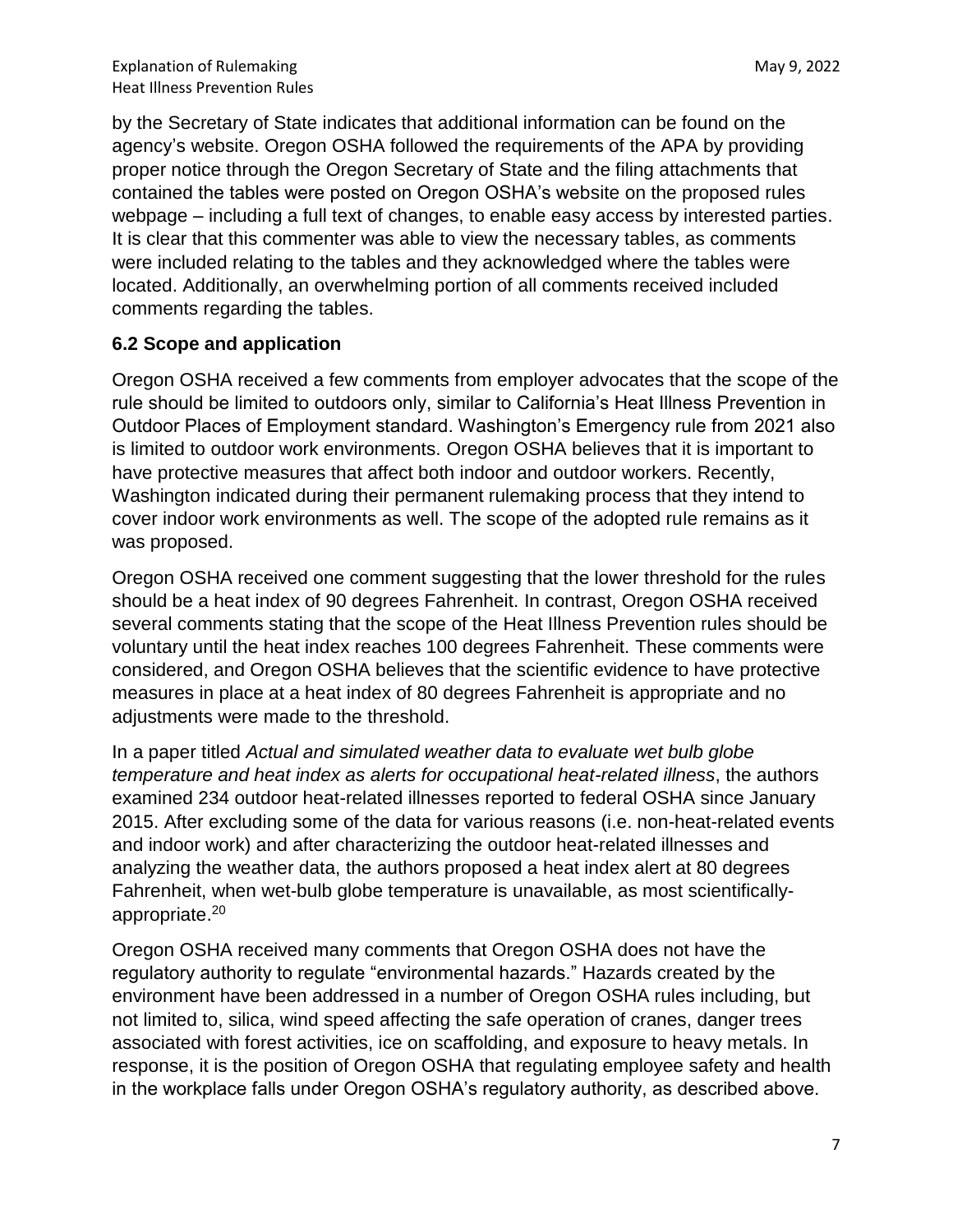by the Secretary of State indicates that additional information can be found on the agency's website. Oregon OSHA followed the requirements of the APA by providing proper notice through the Oregon Secretary of State and the filing attachments that contained the tables were posted on Oregon OSHA's website on the proposed rules webpage – including a full text of changes, to enable easy access by interested parties. It is clear that this commenter was able to view the necessary tables, as comments were included relating to the tables and they acknowledged where the tables were located. Additionally, an overwhelming portion of all comments received included comments regarding the tables.

### 6.2 Scope and application

Oregon OSHA received a few comments from employer advocates that the scope of the rule should be limited to outdoors only, similar to California's Heat Illness Prevention in Outdoor Places of Employment standard. Washington's Emergency rule from 2021 also is limited to outdoor work environments. Oregon OSHA believes that it is important to have protective measures that affect both indoor and outdoor workers. Recently, Washington indicated during their permanent rulemaking process that they intend to cover indoor work environments as well. The scope of the adopted rule remains as it was proposed.

Oregon OSHA received one comment suggesting that the lower threshold for the rules should be a heat index of 90 degrees Fahrenheit. In contrast, Oregon OSHA received several comments stating that the scope of the Heat Illness Prevention rules should be voluntary until the heat index reaches 100 degrees Fahrenheit. These comments were considered, and Oregon OSHA believes that the scientific evidence to have protective measures in place at a heat index of 80 degrees Fahrenheit is appropriate and no adjustments were made to the threshold.

In a paper titled *Actual and simulated weather data to evaluate wet bulb globe temperature and heat index as alerts for occupational heat-related illness*, the authors examined 234 outdoor heat-related illnesses reported to federal OSHA since January 2015. After excluding some of the data for various reasons (i.e. non-heat-related events and indoor work) and after characterizing the outdoor heat-related illnesses and analyzing the weather data, the authors proposed a heat index alert at 80 degrees Fahrenheit, when wet-bulb globe temperature is unavailable, as most scientifically-appropriate.[20]

Oregon OSHA received many comments that Oregon OSHA does not have the regulatory authority to regulate "environmental hazards." Hazards created by the environment have been addressed in a number of Oregon OSHA rules including, but not limited to, silica, wind speed affecting the safe operation of cranes, danger trees associated with forest activities, ice on scaffolding, and exposure to heavy metals. In response, it is the position of Oregon OSHA that regulating employee safety and health in the workplace falls under Oregon OSHA's regulatory authority, as described above.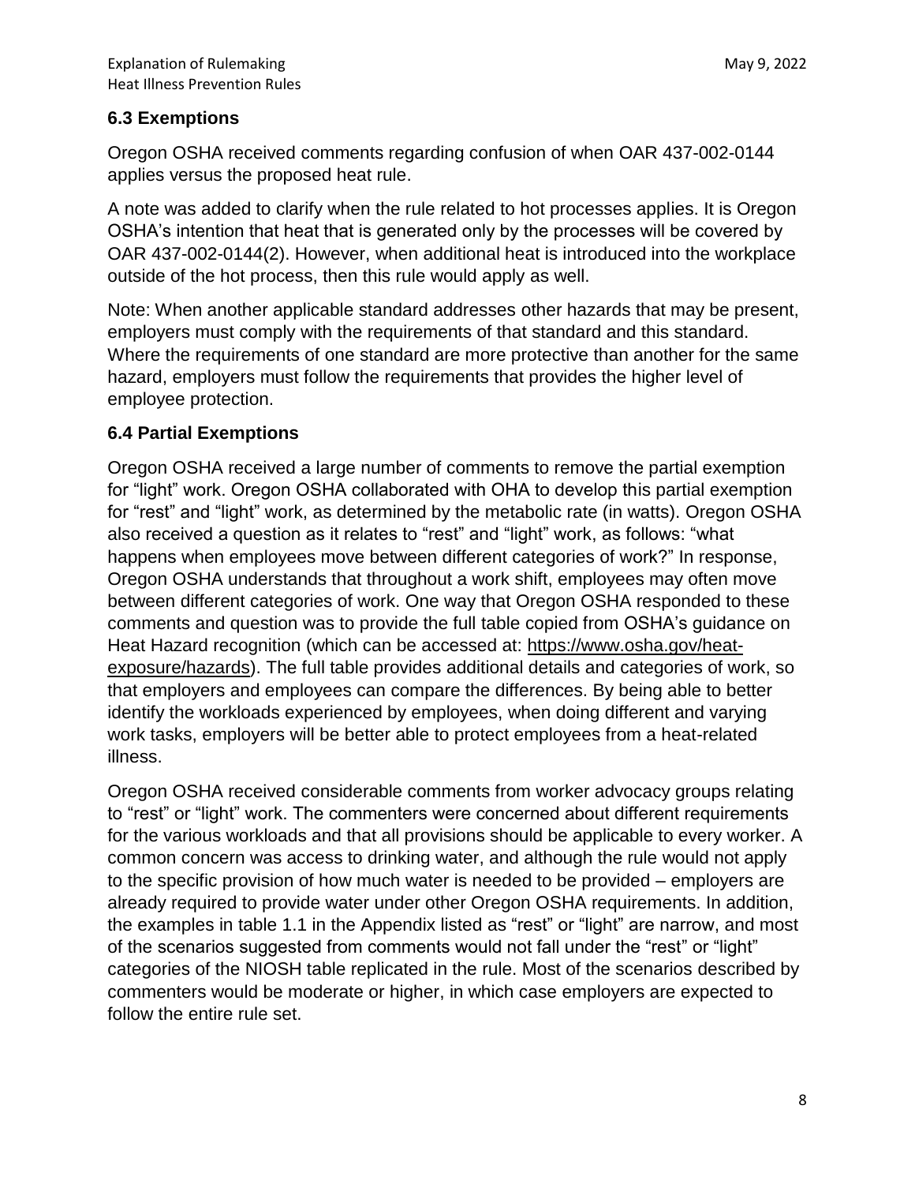## 6.3 Exemptions

Oregon OSHA received comments regarding confusion of when OAR 437-002-0144 applies versus the proposed heat rule.

A note was added to clarify when the rule related to hot processes applies. It is Oregon OSHA's intention that heat that is generated only by the processes will be covered by OAR 437-002-0144(2). However, when additional heat is introduced into the workplace outside of the hot process, then this rule would apply as well.

Note: When another applicable standard addresses other hazards that may be present, employers must comply with the requirements of that standard and this standard. Where the requirements of one standard are more protective than another for the same hazard, employers must follow the requirements that provides the higher level of employee protection.

## 6.4 Partial Exemptions

Oregon OSHA received a large number of comments to remove the partial exemption for "light" work. Oregon OSHA collaborated with OHA to develop this partial exemption for "rest" and "light" work, as determined by the metabolic rate (in watts). Oregon OSHA also received a question as it relates to "rest" and "light" work, as follows: "what happens when employees move between different categories of work?" In response, Oregon OSHA understands that throughout a work shift, employees may often move between different categories of work. One way that Oregon OSHA responded to these comments and question was to provide the full table copied from OSHA's guidance on Heat Hazard recognition (which can be accessed at: https://www.osha.gov/heat-exposure/hazards). The full table provides additional details and categories of work, so that employers and employees can compare the differences. By being able to better identify the workloads experienced by employees, when doing different and varying work tasks, employers will be better able to protect employees from a heat-related illness.

Oregon OSHA received considerable comments from worker advocacy groups relating to "rest" or "light" work. The commenters were concerned about different requirements for the various workloads and that all provisions should be applicable to every worker. A common concern was access to drinking water, and although the rule would not apply to the specific provision of how much water is needed to be provided – employers are already required to provide water under other Oregon OSHA requirements. In addition, the examples in table 1.1 in the Appendix listed as "rest" or "light" are narrow, and most of the scenarios suggested from comments would not fall under the "rest" or "light" categories of the NIOSH table replicated in the rule. Most of the scenarios described by commenters would be moderate or higher, in which case employers are expected to follow the entire rule set.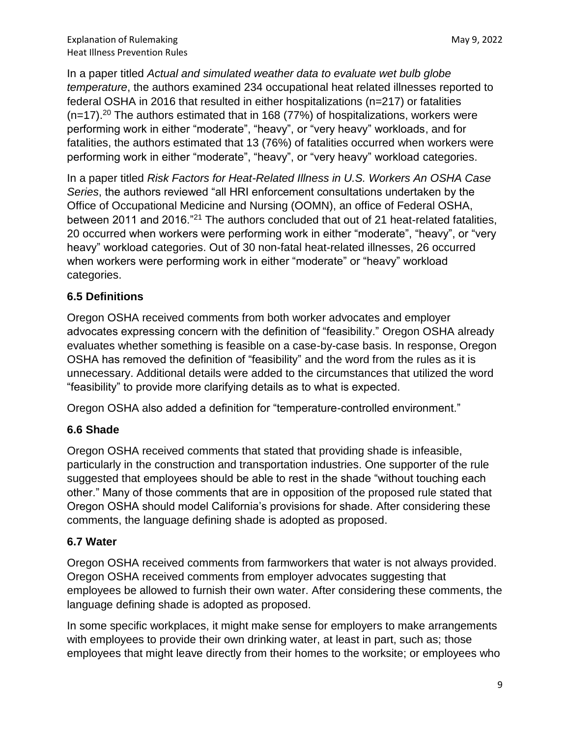In a paper titled *Actual and simulated weather data to evaluate wet bulb globe temperature*, the authors examined 234 occupational heat related illnesses reported to federal OSHA in 2016 that resulted in either hospitalizations (n=217) or fatalities (n=17).[20] The authors estimated that in 168 (77%) of hospitalizations, workers were performing work in either “moderate”, “heavy”, or “very heavy” workloads, and for fatalities, the authors estimated that 13 (76%) of fatalities occurred when workers were performing work in either “moderate”, “heavy”, or “very heavy” workload categories.

In a paper titled *Risk Factors for Heat-Related Illness in U.S. Workers An OSHA Case Series*, the authors reviewed “all HRI enforcement consultations undertaken by the Office of Occupational Medicine and Nursing (OOMN), an office of Federal OSHA, between 2011 and 2016.”[21] The authors concluded that out of 21 heat-related fatalities, 20 occurred when workers were performing work in either “moderate”, “heavy”, or “very heavy” workload categories. Out of 30 non-fatal heat-related illnesses, 26 occurred when workers were performing work in either “moderate” or “heavy” workload categories.

### 6.5 Definitions

Oregon OSHA received comments from both worker advocates and employer advocates expressing concern with the definition of “feasibility.” Oregon OSHA already evaluates whether something is feasible on a case-by-case basis. In response, Oregon OSHA has removed the definition of “feasibility” and the word from the rules as it is unnecessary. Additional details were added to the circumstances that utilized the word “feasibility” to provide more clarifying details as to what is expected.

Oregon OSHA also added a definition for “temperature-controlled environment.”

### 6.6 Shade

Oregon OSHA received comments that stated that providing shade is infeasible, particularly in the construction and transportation industries. One supporter of the rule suggested that employees should be able to rest in the shade “without touching each other.” Many of those comments that are in opposition of the proposed rule stated that Oregon OSHA should model California’s provisions for shade. After considering these comments, the language defining shade is adopted as proposed.

### 6.7 Water

Oregon OSHA received comments from farmworkers that water is not always provided. Oregon OSHA received comments from employer advocates suggesting that employees be allowed to furnish their own water. After considering these comments, the language defining shade is adopted as proposed.

In some specific workplaces, it might make sense for employers to make arrangements with employees to provide their own drinking water, at least in part, such as; those employees that might leave directly from their homes to the worksite; or employees who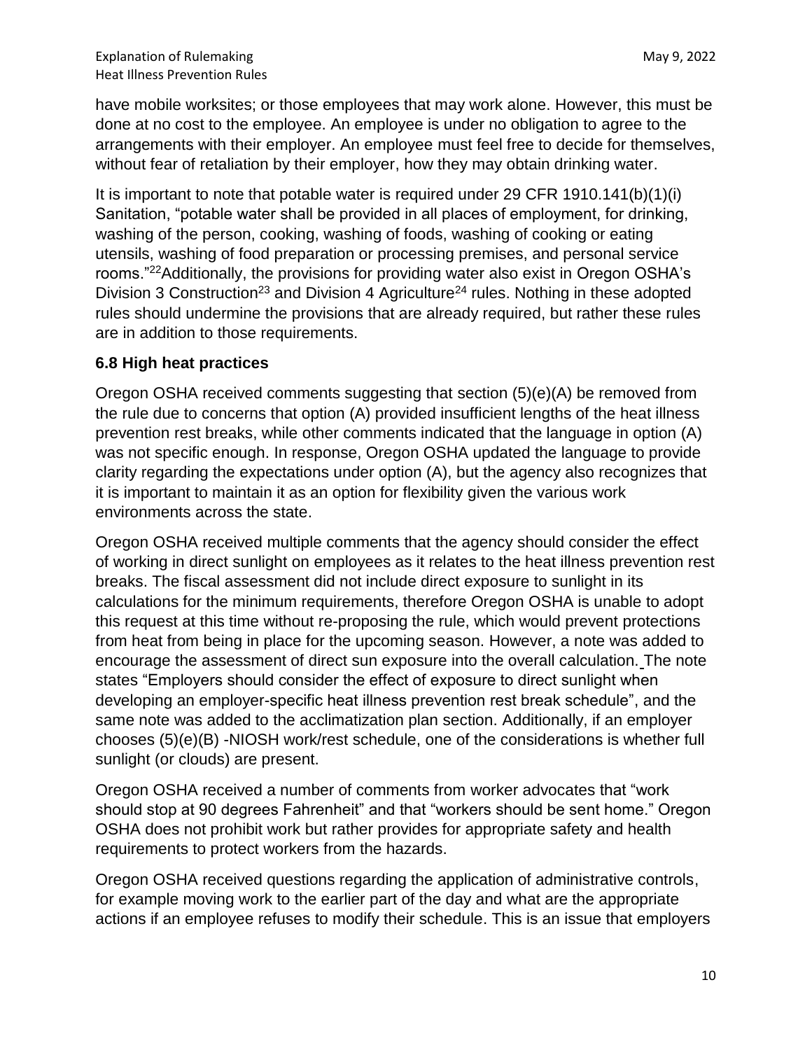have mobile worksites; or those employees that may work alone. However, this must be done at no cost to the employee. An employee is under no obligation to agree to the arrangements with their employer. An employee must feel free to decide for themselves, without fear of retaliation by their employer, how they may obtain drinking water.

It is important to note that potable water is required under 29 CFR 1910.141(b)(1)(i) Sanitation, "potable water shall be provided in all places of employment, for drinking, washing of the person, cooking, washing of foods, washing of cooking or eating utensils, washing of food preparation or processing premises, and personal service rooms."[22] Additionally, the provisions for providing water also exist in Oregon OSHA's Division 3 Construction[23] and Division 4 Agriculture[24] rules. Nothing in these adopted rules should undermine the provisions that are already required, but rather these rules are in addition to those requirements.

### 6.8 High heat practices

Oregon OSHA received comments suggesting that section (5)(e)(A) be removed from the rule due to concerns that option (A) provided insufficient lengths of the heat illness prevention rest breaks, while other comments indicated that the language in option (A) was not specific enough. In response, Oregon OSHA updated the language to provide clarity regarding the expectations under option (A), but the agency also recognizes that it is important to maintain it as an option for flexibility given the various work environments across the state.

Oregon OSHA received multiple comments that the agency should consider the effect of working in direct sunlight on employees as it relates to the heat illness prevention rest breaks. The fiscal assessment did not include direct exposure to sunlight in its calculations for the minimum requirements, therefore Oregon OSHA is unable to adopt this request at this time without re-proposing the rule, which would prevent protections from heat from being in place for the upcoming season. However, a note was added to encourage the assessment of direct sun exposure into the overall calculation. The note states "Employers should consider the effect of exposure to direct sunlight when developing an employer-specific heat illness prevention rest break schedule", and the same note was added to the acclimatization plan section. Additionally, if an employer chooses (5)(e)(B) -NIOSH work/rest schedule, one of the considerations is whether full sunlight (or clouds) are present.

Oregon OSHA received a number of comments from worker advocates that "work should stop at 90 degrees Fahrenheit" and that "workers should be sent home." Oregon OSHA does not prohibit work but rather provides for appropriate safety and health requirements to protect workers from the hazards.

Oregon OSHA received questions regarding the application of administrative controls, for example moving work to the earlier part of the day and what are the appropriate actions if an employee refuses to modify their schedule. This is an issue that employers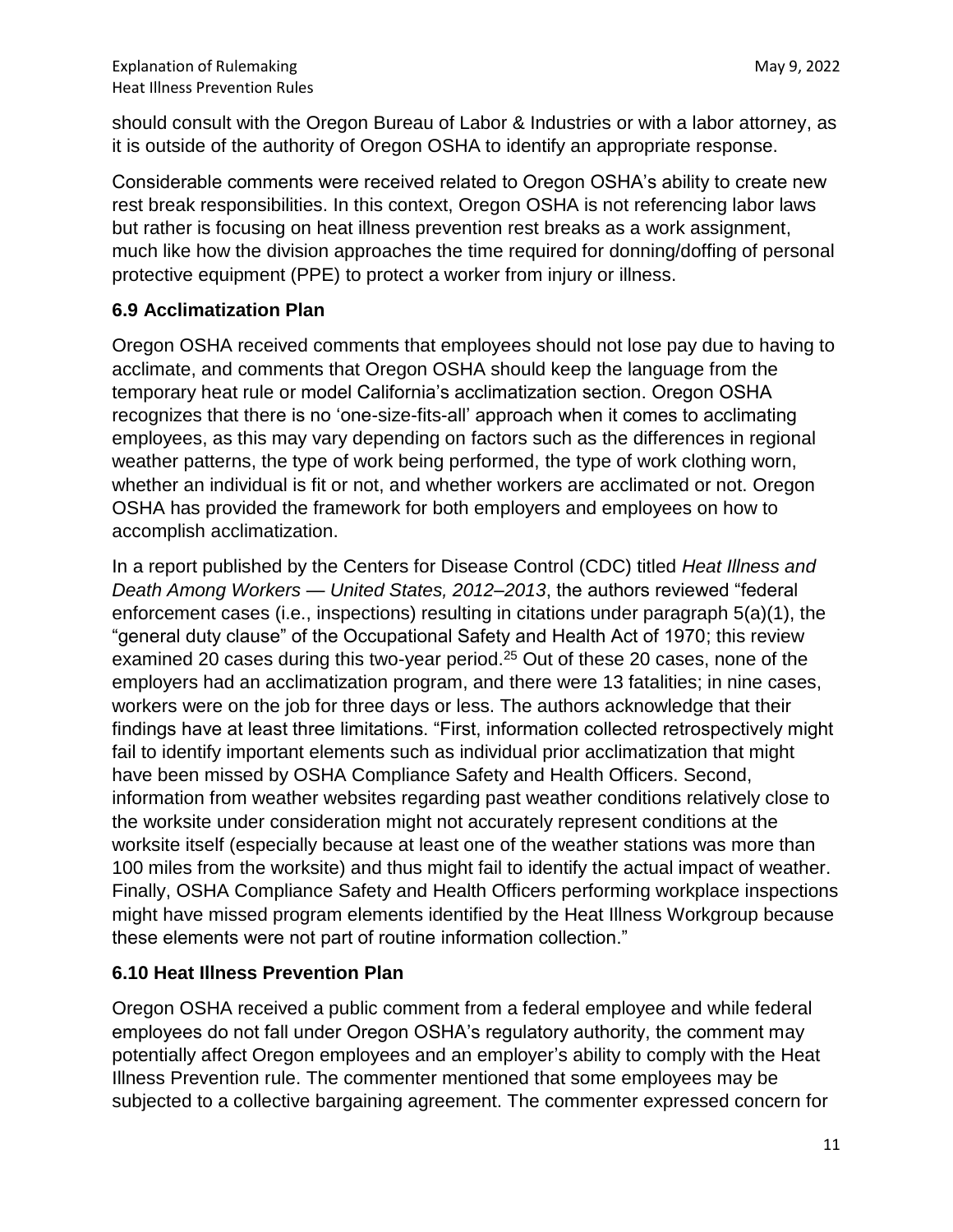should consult with the Oregon Bureau of Labor & Industries or with a labor attorney, as it is outside of the authority of Oregon OSHA to identify an appropriate response.

Considerable comments were received related to Oregon OSHA's ability to create new rest break responsibilities. In this context, Oregon OSHA is not referencing labor laws but rather is focusing on heat illness prevention rest breaks as a work assignment, much like how the division approaches the time required for donning/doffing of personal protective equipment (PPE) to protect a worker from injury or illness.

### 6.9 Acclimatization Plan

Oregon OSHA received comments that employees should not lose pay due to having to acclimate, and comments that Oregon OSHA should keep the language from the temporary heat rule or model California's acclimatization section. Oregon OSHA recognizes that there is no 'one-size-fits-all' approach when it comes to acclimating employees, as this may vary depending on factors such as the differences in regional weather patterns, the type of work being performed, the type of work clothing worn, whether an individual is fit or not, and whether workers are acclimated or not. Oregon OSHA has provided the framework for both employers and employees on how to accomplish acclimatization.

In a report published by the Centers for Disease Control (CDC) titled *Heat Illness and Death Among Workers — United States, 2012–2013*, the authors reviewed "federal enforcement cases (i.e., inspections) resulting in citations under paragraph 5(a)(1), the "general duty clause" of the Occupational Safety and Health Act of 1970; this review examined 20 cases during this two-year period.[25] Out of these 20 cases, none of the employers had an acclimatization program, and there were 13 fatalities; in nine cases, workers were on the job for three days or less. The authors acknowledge that their findings have at least three limitations. "First, information collected retrospectively might fail to identify important elements such as individual prior acclimatization that might have been missed by OSHA Compliance Safety and Health Officers. Second, information from weather websites regarding past weather conditions relatively close to the worksite under consideration might not accurately represent conditions at the worksite itself (especially because at least one of the weather stations was more than 100 miles from the worksite) and thus might fail to identify the actual impact of weather. Finally, OSHA Compliance Safety and Health Officers performing workplace inspections might have missed program elements identified by the Heat Illness Workgroup because these elements were not part of routine information collection."

### 6.10 Heat Illness Prevention Plan

Oregon OSHA received a public comment from a federal employee and while federal employees do not fall under Oregon OSHA's regulatory authority, the comment may potentially affect Oregon employees and an employer's ability to comply with the Heat Illness Prevention rule. The commenter mentioned that some employees may be subjected to a collective bargaining agreement. The commenter expressed concern for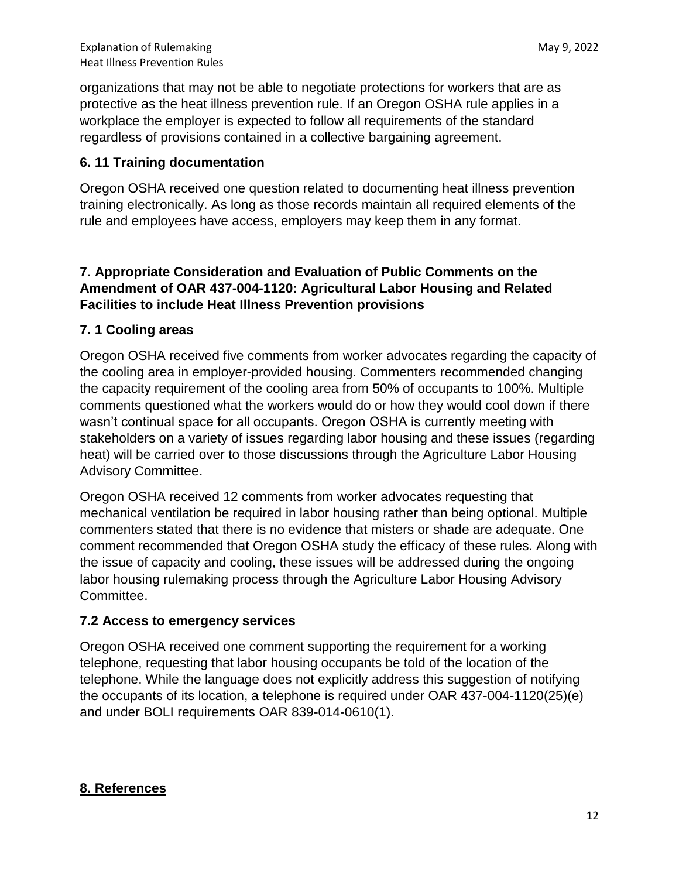organizations that may not be able to negotiate protections for workers that are as protective as the heat illness prevention rule. If an Oregon OSHA rule applies in a workplace the employer is expected to follow all requirements of the standard regardless of provisions contained in a collective bargaining agreement.

### 6. 11 Training documentation

Oregon OSHA received one question related to documenting heat illness prevention training electronically. As long as those records maintain all required elements of the rule and employees have access, employers may keep them in any format.

## 7. Appropriate Consideration and Evaluation of Public Comments on the Amendment of OAR 437-004-1120: Agricultural Labor Housing and Related Facilities to include Heat Illness Prevention provisions

### 7. 1 Cooling areas

Oregon OSHA received five comments from worker advocates regarding the capacity of the cooling area in employer-provided housing. Commenters recommended changing the capacity requirement of the cooling area from 50% of occupants to 100%. Multiple comments questioned what the workers would do or how they would cool down if there wasn't continual space for all occupants. Oregon OSHA is currently meeting with stakeholders on a variety of issues regarding labor housing and these issues (regarding heat) will be carried over to those discussions through the Agriculture Labor Housing Advisory Committee.

Oregon OSHA received 12 comments from worker advocates requesting that mechanical ventilation be required in labor housing rather than being optional. Multiple commenters stated that there is no evidence that misters or shade are adequate. One comment recommended that Oregon OSHA study the efficacy of these rules. Along with the issue of capacity and cooling, these issues will be addressed during the ongoing labor housing rulemaking process through the Agriculture Labor Housing Advisory Committee.

### 7.2 Access to emergency services

Oregon OSHA received one comment supporting the requirement for a working telephone, requesting that labor housing occupants be told of the location of the telephone. While the language does not explicitly address this suggestion of notifying the occupants of its location, a telephone is required under OAR 437-004-1120(25)(e) and under BOLI requirements OAR 839-014-0610(1).

## 8. References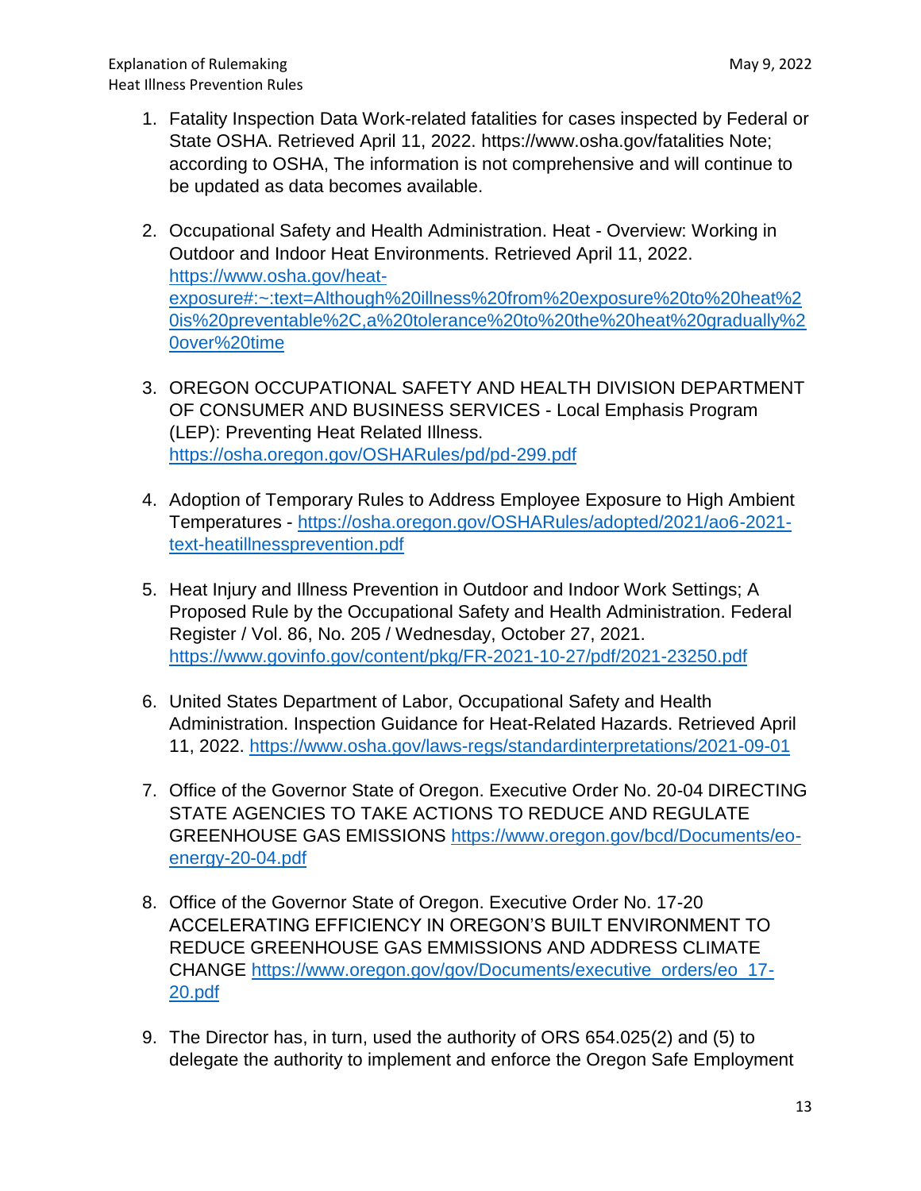1. Fatality Inspection Data Work-related fatalities for cases inspected by Federal or State OSHA. Retrieved April 11, 2022. https://www.osha.gov/fatalities Note; according to OSHA, The information is not comprehensive and will continue to be updated as data becomes available.

2. Occupational Safety and Health Administration. Heat - Overview: Working in Outdoor and Indoor Heat Environments. Retrieved April 11, 2022. https://www.osha.gov/heat-exposure#:~:text=Although%20illness%20from%20exposure%20to%20heat%20is%20preventable%2C,a%20tolerance%20to%20the%20heat%20gradually%20over%20time

3. OREGON OCCUPATIONAL SAFETY AND HEALTH DIVISION DEPARTMENT OF CONSUMER AND BUSINESS SERVICES - Local Emphasis Program (LEP): Preventing Heat Related Illness. https://osha.oregon.gov/OSHARules/pd/pd-299.pdf

4. Adoption of Temporary Rules to Address Employee Exposure to High Ambient Temperatures - https://osha.oregon.gov/OSHARules/adopted/2021/ao6-2021-text-heatillnessprevention.pdf

5. Heat Injury and Illness Prevention in Outdoor and Indoor Work Settings; A Proposed Rule by the Occupational Safety and Health Administration. Federal Register / Vol. 86, No. 205 / Wednesday, October 27, 2021. https://www.govinfo.gov/content/pkg/FR-2021-10-27/pdf/2021-23250.pdf

6. United States Department of Labor, Occupational Safety and Health Administration. Inspection Guidance for Heat-Related Hazards. Retrieved April 11, 2022. https://www.osha.gov/laws-regs/standardinterpretations/2021-09-01

7. Office of the Governor State of Oregon. Executive Order No. 20-04 DIRECTING STATE AGENCIES TO TAKE ACTIONS TO REDUCE AND REGULATE GREENHOUSE GAS EMISSIONS https://www.oregon.gov/bcd/Documents/eo-energy-20-04.pdf

8. Office of the Governor State of Oregon. Executive Order No. 17-20 ACCELERATING EFFICIENCY IN OREGON'S BUILT ENVIRONMENT TO REDUCE GREENHOUSE GAS EMMISSIONS AND ADDRESS CLIMATE CHANGE https://www.oregon.gov/gov/Documents/executive_orders/eo_17-20.pdf

9. The Director has, in turn, used the authority of ORS 654.025(2) and (5) to delegate the authority to implement and enforce the Oregon Safe Employment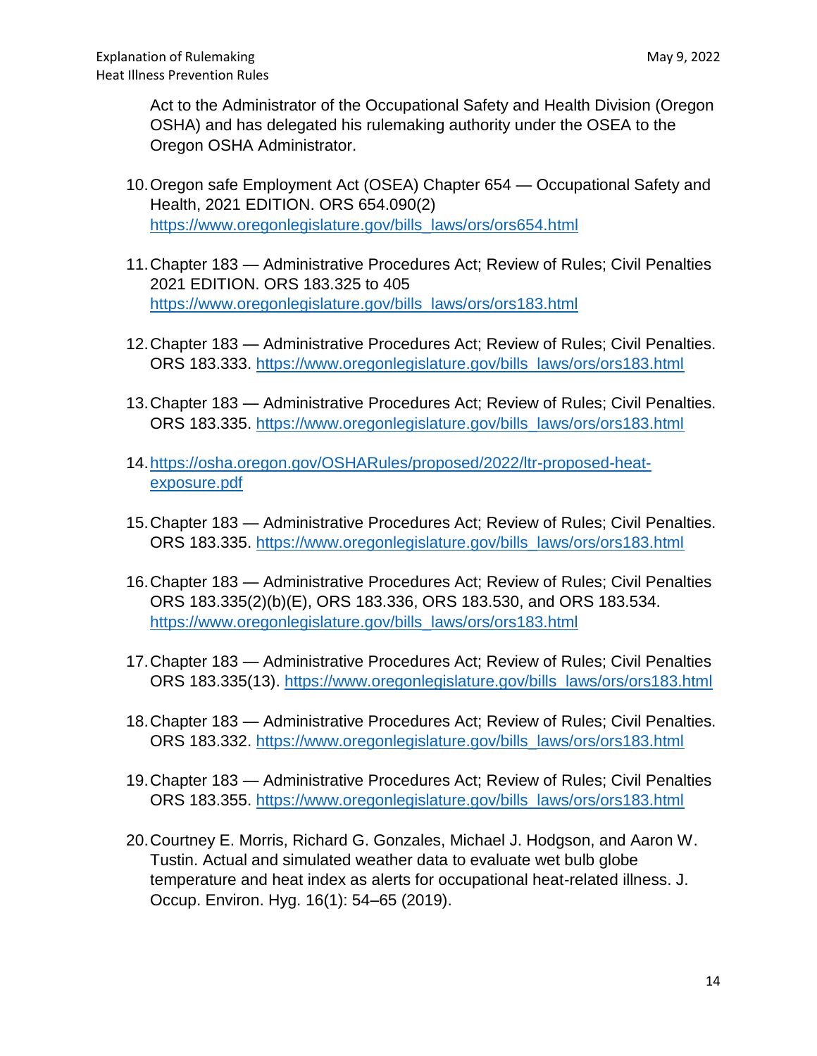Act to the Administrator of the Occupational Safety and Health Division (Oregon OSHA) and has delegated his rulemaking authority under the OSEA to the Oregon OSHA Administrator.

10. Oregon safe Employment Act (OSEA) Chapter 654 — Occupational Safety and Health, 2021 EDITION. ORS 654.090(2) https://www.oregonlegislature.gov/bills_laws/ors/ors654.html

11. Chapter 183 — Administrative Procedures Act; Review of Rules; Civil Penalties 2021 EDITION. ORS 183.325 to 405 https://www.oregonlegislature.gov/bills_laws/ors/ors183.html

12. Chapter 183 — Administrative Procedures Act; Review of Rules; Civil Penalties. ORS 183.333. https://www.oregonlegislature.gov/bills_laws/ors/ors183.html

13. Chapter 183 — Administrative Procedures Act; Review of Rules; Civil Penalties. ORS 183.335. https://www.oregonlegislature.gov/bills_laws/ors/ors183.html

14. https://osha.oregon.gov/OSHARules/proposed/2022/ltr-proposed-heat-exposure.pdf

15. Chapter 183 — Administrative Procedures Act; Review of Rules; Civil Penalties. ORS 183.335. https://www.oregonlegislature.gov/bills_laws/ors/ors183.html

16. Chapter 183 — Administrative Procedures Act; Review of Rules; Civil Penalties ORS 183.335(2)(b)(E), ORS 183.336, ORS 183.530, and ORS 183.534. https://www.oregonlegislature.gov/bills_laws/ors/ors183.html

17. Chapter 183 — Administrative Procedures Act; Review of Rules; Civil Penalties ORS 183.335(13). https://www.oregonlegislature.gov/bills_laws/ors/ors183.html

18. Chapter 183 — Administrative Procedures Act; Review of Rules; Civil Penalties. ORS 183.332. https://www.oregonlegislature.gov/bills_laws/ors/ors183.html

19. Chapter 183 — Administrative Procedures Act; Review of Rules; Civil Penalties ORS 183.355. https://www.oregonlegislature.gov/bills_laws/ors/ors183.html

20. Courtney E. Morris, Richard G. Gonzales, Michael J. Hodgson, and Aaron W. Tustin. Actual and simulated weather data to evaluate wet bulb globe temperature and heat index as alerts for occupational heat-related illness. J. Occup. Environ. Hyg. 16(1): 54–65 (2019).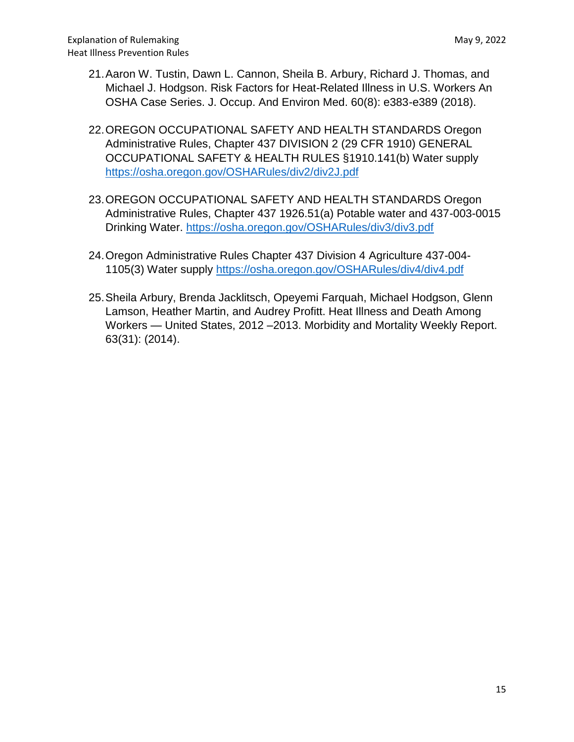21. Aaron W. Tustin, Dawn L. Cannon, Sheila B. Arbury, Richard J. Thomas, and Michael J. Hodgson. Risk Factors for Heat-Related Illness in U.S. Workers An OSHA Case Series. J. Occup. And Environ Med. 60(8): e383-e389 (2018).

22. OREGON OCCUPATIONAL SAFETY AND HEALTH STANDARDS Oregon Administrative Rules, Chapter 437 DIVISION 2 (29 CFR 1910) GENERAL OCCUPATIONAL SAFETY & HEALTH RULES §1910.141(b) Water supply https://osha.oregon.gov/OSHARules/div2/div2J.pdf

23. OREGON OCCUPATIONAL SAFETY AND HEALTH STANDARDS Oregon Administrative Rules, Chapter 437 1926.51(a) Potable water and 437-003-0015 Drinking Water. https://osha.oregon.gov/OSHARules/div3/div3.pdf

24. Oregon Administrative Rules Chapter 437 Division 4 Agriculture 437-004-1105(3) Water supply https://osha.oregon.gov/OSHARules/div4/div4.pdf

25. Sheila Arbury, Brenda Jacklitsch, Opeyemi Farquah, Michael Hodgson, Glenn Lamson, Heather Martin, and Audrey Profitt. Heat Illness and Death Among Workers — United States, 2012 –2013. Morbidity and Mortality Weekly Report. 63(31): (2014).